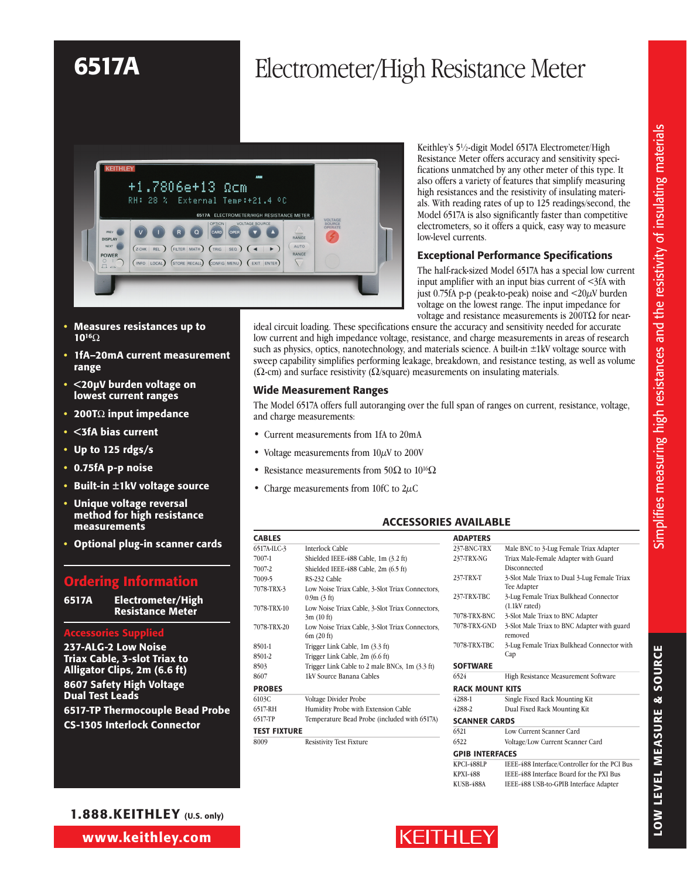# 6517A

# Electrometer/High Resistance Meter

- **Measures resistances up to $10^{16}\Omega$**
- **1fA–20mA current measurement range**
- **<20µV burden voltage on lowest current ranges**
- **200TΩ input impedance**
- **<3fA bias current**
- **Up to 125 rdgs/s**
- **0.75fA p-p noise**
- **Built-in ±1kV voltage source**
- **Unique voltage reversal method for high resistance measurements**
- **Optional plug-in scanner cards**

## Ordering Information

**6517A** **Electrometer/High Resistance Meter**

### Accessories Supplied

**237-ALG-2 Low Noise Triax Cable, 3-slot Triax to Alligator Clips, 2m (6.6 ft)**

**8607 Safety High Voltage Dual Test Leads**

**6517-TP Thermocouple Bead Probe**

**CS-1305 Interlock Connector**

Keithley's 5½-digit Model 6517A Electrometer/High Resistance Meter offers accuracy and sensitivity specifications unmatched by any other meter of this type. It also offers a variety of features that simplify measuring high resistances and the resistivity of insulating materials. With reading rates of up to 125 readings/second, the Model 6517A is also significantly faster than competitive electrometers, so it offers a quick, easy way to measure low-level currents.

### Exceptional Performance Specifications

The half-rack-sized Model 6517A has a special low current input amplifier with an input bias current of <3fA with just 0.75fA p-p (peak-to-peak) noise and <20µV burden voltage on the lowest range. The input impedance for voltage and resistance measurements is 200TΩ for near-ideal circuit loading. These specifications ensure the accuracy and sensitivity needed for accurate low current and high impedance voltage, resistance, and charge measurements in areas of research such as physics, optics, nanotechnology, and materials science. A built-in ±1kV voltage source with sweep capability simplifies performing leakage, breakdown, and resistance testing, as well as volume (Ω-cm) and surface resistivity (Ω/square) measurements on insulating materials.

### Wide Measurement Ranges

The Model 6517A offers full autoranging over the full span of ranges on current, resistance, voltage, and charge measurements:

- Current measurements from 1fA to 20mA
- Voltage measurements from 10µV to 200V
- Resistance measurements from 50Ω to $10^{16}\Omega$
- Charge measurements from 10fC to 2µC

## ACCESSORIES AVAILABLE

**CABLES**

| | |
|---|---|
| 6517A-ILC-3 | Interlock Cable |
| 7007-1 | Shielded IEEE-488 Cable, 1m (3.2 ft) |
| 7007-2 | Shielded IEEE-488 Cable, 2m (6.5 ft) |
| 7009-5 | RS-232 Cable |
| 7078-TRX-3 | Low Noise Triax Cable, 3-Slot Triax Connectors, 0.9m (3 ft) |
| 7078-TRX-10 | Low Noise Triax Cable, 3-Slot Triax Connectors, 3m (10 ft) |
| 7078-TRX-20 | Low Noise Triax Cable, 3-Slot Triax Connectors, 6m (20 ft) |
| 8501-1 | Trigger Link Cable, 1m (3.3 ft) |
| 8501-2 | Trigger Link Cable, 2m (6.6 ft) |
| 8503 | Trigger Link Cable to 2 male BNCs, 1m (3.3 ft) |
| 8607 | 1kV Source Banana Cables |

**PROBES**

| | |
|---|---|
| 6103C | Voltage Divider Probe |
| 6517-RH | Humidity Probe with Extension Cable |
| 6517-TP | Temperature Bead Probe (included with 6517A) |

**TEST FIXTURE**

| | |
|---|---|
| 8009 | Resistivity Test Fixture |

**ADAPTERS**

| | |
|---|---|
| 237-BNC-TRX | Male BNC to 3-Lug Female Triax Adapter |
| 237-TRX-NG | Triax Male-Female Adapter with Guard Disconnected |
| 237-TRX-T | 3-Slot Male Triax to Dual 3-Lug Female Triax Tee Adapter |
| 237-TRX-TBC | 3-Lug Female Triax Bulkhead Connector (1.1kV rated) |
| 7078-TRX-BNC | 3-Slot Male Triax to BNC Adapter |
| 7078-TRX-GND | 3-Slot Male Triax to BNC Adapter with guard removed |
| 7078-TRX-TBC | 3-Lug Female Triax Bulkhead Connector with Cap |

**SOFTWARE**

| | |
|---|---|
| 6524 | High Resistance Measurement Software |

**RACK MOUNT KITS**

| | |
|---|---|
| 4288-1 | Single Fixed Rack Mounting Kit |
| 4288-2 | Dual Fixed Rack Mounting Kit |

**SCANNER CARDS**

| | |
|---|---|
| 6521 | Low Current Scanner Card |
| 6522 | Voltage/Low Current Scanner Card |

**GPIB INTERFACES**

| | |
|---|---|
| KPCI-488LP | IEEE-488 Interface/Controller for the PCI Bus |
| KPXI-488 | IEEE-488 Interface Board for the PXI Bus |
| KUSB-488A | IEEE-488 USB-to-GPIB Interface Adapter |

Simplifies measuring high resistances and the resistivity of insulating materials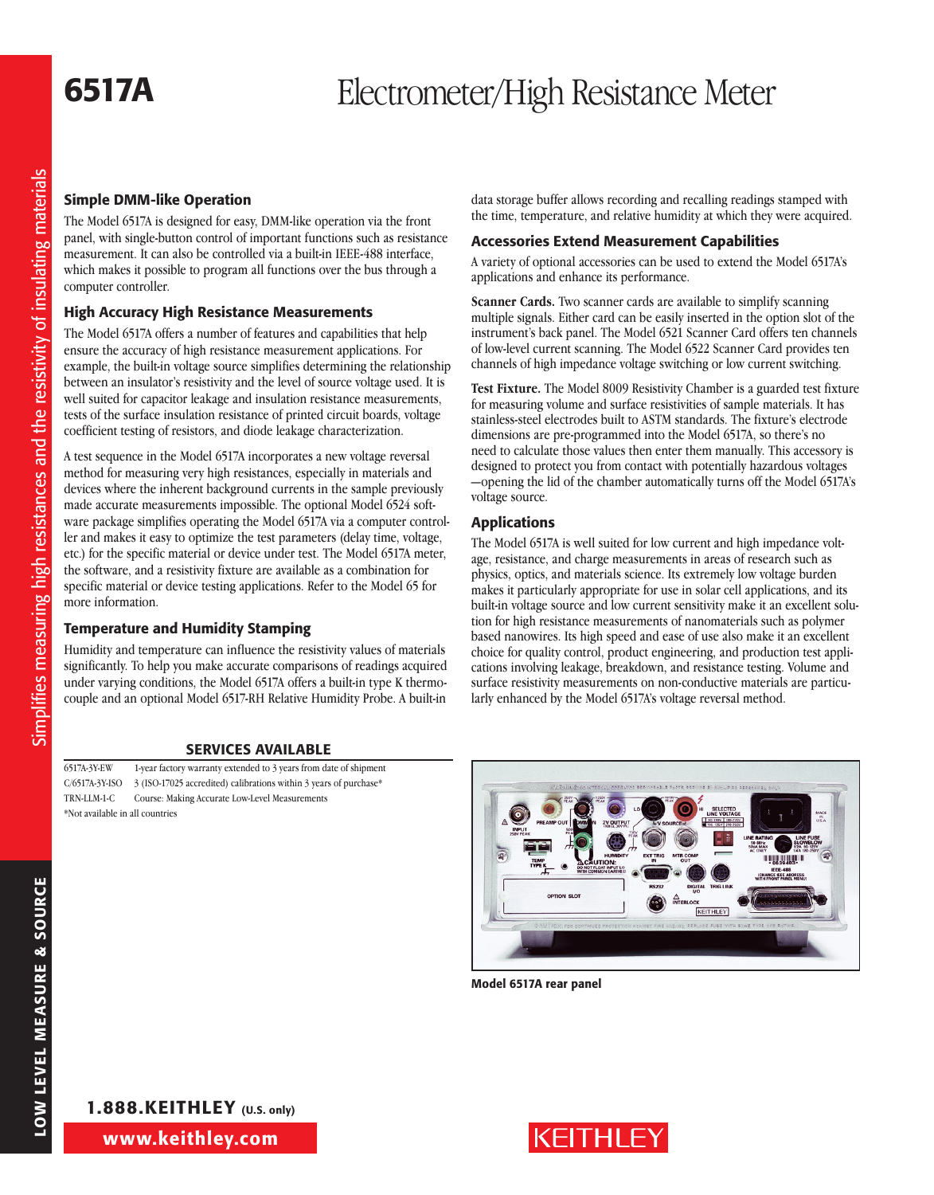# 6517A Electrometer/High Resistance Meter

Simplifies measuring high resistances and the resistivity of insulating materials

## Simple DMM-like Operation

The Model 6517A is designed for easy, DMM-like operation via the front panel, with single-button control of important functions such as resistance measurement. It can also be controlled via a built-in IEEE-488 interface, which makes it possible to program all functions over the bus through a computer controller.

## High Accuracy High Resistance Measurements

The Model 6517A offers a number of features and capabilities that help ensure the accuracy of high resistance measurement applications. For example, the built-in voltage source simplifies determining the relationship between an insulator's resistivity and the level of source voltage used. It is well suited for capacitor leakage and insulation resistance measurements, tests of the surface insulation resistance of printed circuit boards, voltage coefficient testing of resistors, and diode leakage characterization.

A test sequence in the Model 6517A incorporates a new voltage reversal method for measuring very high resistances, especially in materials and devices where the inherent background currents in the sample previously made accurate measurements impossible. The optional Model 6524 software package simplifies operating the Model 6517A via a computer controller and makes it easy to optimize the test parameters (delay time, voltage, etc.) for the specific material or device under test. The Model 6517A meter, the software, and a resistivity fixture are available as a combination for specific material or device testing applications. Refer to the Model 65 for more information.

## Temperature and Humidity Stamping

Humidity and temperature can influence the resistivity values of materials significantly. To help you make accurate comparisons of readings acquired under varying conditions, the Model 6517A offers a built-in type K thermocouple and an optional Model 6517-RH Relative Humidity Probe. A built-in data storage buffer allows recording and recalling readings stamped with the time, temperature, and relative humidity at which they were acquired.

## Accessories Extend Measurement Capabilities

A variety of optional accessories can be used to extend the Model 6517A's applications and enhance its performance.

**Scanner Cards.** Two scanner cards are available to simplify scanning multiple signals. Either card can be easily inserted in the option slot of the instrument's back panel. The Model 6521 Scanner Card offers ten channels of low-level current scanning. The Model 6522 Scanner Card provides ten channels of high impedance voltage switching or low current switching.

**Test Fixture.** The Model 8009 Resistivity Chamber is a guarded test fixture for measuring volume and surface resistivities of sample materials. It has stainless-steel electrodes built to ASTM standards. The fixture's electrode dimensions are pre-programmed into the Model 6517A, so there's no need to calculate those values then enter them manually. This accessory is designed to protect you from contact with potentially hazardous voltages—opening the lid of the chamber automatically turns off the Model 6517A's voltage source.

## Applications

The Model 6517A is well suited for low current and high impedance voltage, resistance, and charge measurements in areas of research such as physics, optics, and materials science. Its extremely low voltage burden makes it particularly appropriate for use in solar cell applications, and its built-in voltage source and low current sensitivity make it an excellent solution for high resistance measurements of nanomaterials such as polymer based nanowires. Its high speed and ease of use also make it an excellent choice for quality control, product engineering, and production test applications involving leakage, breakdown, and resistance testing. Volume and surface resistivity measurements on non-conductive materials are particularly enhanced by the Model 6517A's voltage reversal method.

## SERVICES AVAILABLE

| | |
|---|---|
| 6517A-3Y-EW | 1-year factory warranty extended to 3 years from date of shipment |
| C/6517A-3Y-ISO | 3 (ISO-17025 accredited) calibrations within 3 years of purchase* |
| TRN-LLM-1-C | Course: Making Accurate Low-Level Measurements |

*Not available in all countries

Model 6517A rear panel

LOW LEVEL MEASURE & SOURCE

1.888.KEITHLEY (U.S. only)

www.keithley.com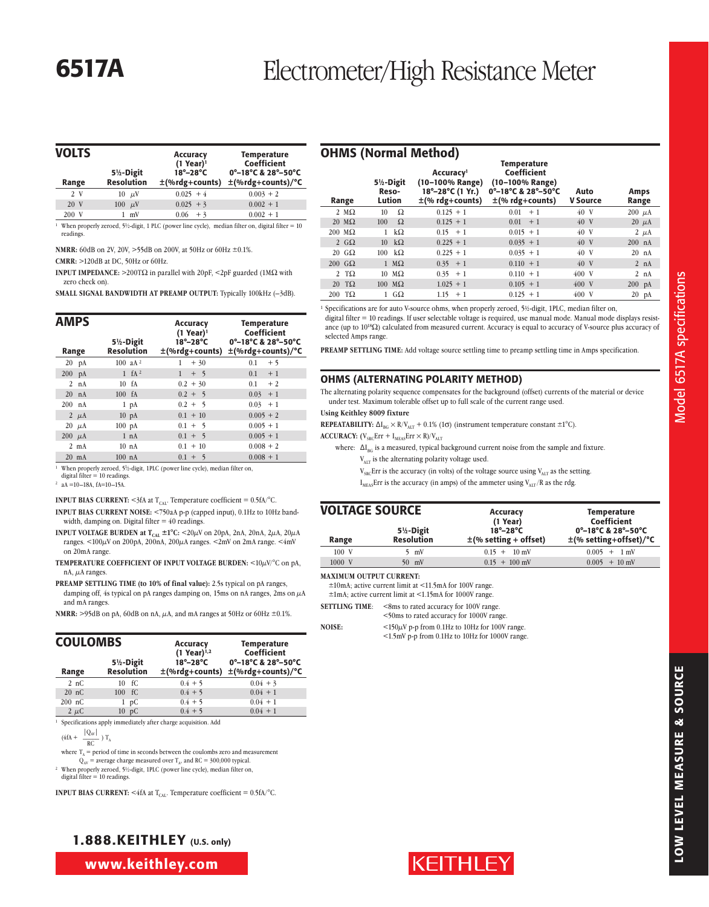# 6517A Electrometer/High Resistance Meter

## VOLTS

| Range | 5½-Digit Resolution | Accuracy (1 Year)[1] 18°–28°C ±(%rdg+counts) | Temperature Coefficient 0°–18°C & 28°–50°C ±(%rdg+counts)/°C |
|---|---|---|---|
| 2 V | 10 μV | 0.025 + 4 | 0.003 + 2 |
| 20 V | 100 μV | 0.025 + 3 | 0.002 + 1 |
| 200 V | 1 mV | 0.06 + 3 | 0.002 + 1 |

[1] When properly zeroed, 5½-digit, 1 PLC (power line cycle), median filter on, digital filter = 10 readings.

**NMRR:** 60dB on 2V, 20V, >55dB on 200V, at 50Hz or 60Hz ±0.1%.

**CMRR:** >120dB at DC, 50Hz or 60Hz.

**INPUT IMPEDANCE:** >200TΩ in parallel with 20pF, <2pF guarded (1MΩ with zero check on).

**SMALL SIGNAL BANDWIDTH AT PREAMP OUTPUT:** Typically 100kHz (–3dB).

## AMPS

| Range | 5½-Digit Resolution | Accuracy (1 Year)[1] 18°–28°C ±(%rdg+counts) | Temperature Coefficient 0°–18°C & 28°–50°C ±(%rdg+counts)/°C |
|---|---|---|---|
| 20 pA | 100 aA[2] | 1 + 30 | 0.1 + 5 |
| 200 pA | 1 fA[2] | 1 + 5 | 0.1 + 1 |
| 2 nA | 10 fA | 0.2 + 30 | 0.1 + 2 |
| 20 nA | 100 fA | 0.2 + 5 | 0.03 + 1 |
| 200 nA | 1 pA | 0.2 + 5 | 0.03 + 1 |
| 2 μA | 10 pA | 0.1 + 10 | 0.005 + 2 |
| 20 μA | 100 pA | 0.1 + 5 | 0.005 + 1 |
| 200 μA | 1 nA | 0.1 + 5 | 0.005 + 1 |
| 2 mA | 10 nA | 0.1 + 10 | 0.008 + 2 |
| 20 mA | 100 nA | 0.1 + 5 | 0.008 + 1 |

[1] When properly zeroed, 5½-digit, 1PLC (power line cycle), median filter on, digital filter = 10 readings.

[2] aA = $10^{-18}$A, fA = $10^{-15}$A.

**INPUT BIAS CURRENT:** <3fA at $T_{CAL}$. Temperature coefficient = 0.5fA/°C.

**INPUT BIAS CURRENT NOISE:** <750aA p-p (capped input), 0.1Hz to 10Hz bandwidth, damping on. Digital filter = 40 readings.

**INPUT VOLTAGE BURDEN at $T_{CAL}$ ±1°C:** <20μV on 20pA, 2nA, 20nA, 2μA, 20μA ranges. <100μV on 200pA, 200nA, 200μA ranges. <2mV on 2mA range. <4mV on 20mA range.

**TEMPERATURE COEFFICIENT OF INPUT VOLTAGE BURDEN:** <10μV/°C on pA, nA, μA ranges.

**PREAMP SETTLING TIME (to 10% of final value):** 2.5s typical on pA ranges, damping off, 4s typical on pA ranges damping on, 15ms on nA ranges, 2ms on μA and mA ranges.

**NMRR:** >95dB on pA, 60dB on nA, μA, and mA ranges at 50Hz or 60Hz ±0.1%.

## COULOMBS

| Range | 5½-Digit Resolution | Accuracy (1 Year)[1,2] 18°–28°C ±(%rdg+counts) | Temperature Coefficient 0°–18°C & 28°–50°C ±(%rdg+counts)/°C |
|---|---|---|---|
| 2 nC | 10 fC | 0.4 + 5 | 0.04 + 3 |
| 20 nC | 100 fC | 0.4 + 5 | 0.04 + 1 |
| 200 nC | 1 pC | 0.4 + 5 | 0.04 + 1 |
| 2 μC | 10 pC | 0.4 + 5 | 0.04 + 1 |

[1] Specifications apply immediately after charge acquisition. Add

$$\left(4\text{fA} + \frac{|Q_{AV}|}{RC}\right) T_A$$

where $T_A$ = period of time in seconds between the coulombs zero and measurement
$Q_{AV}$ = average charge measured over $T_A$, and RC = 300,000 typical.

[2] When properly zeroed, 5½-digit, 1PLC (power line cycle), median filter on, digital filter = 10 readings.

**INPUT BIAS CURRENT:** <4fA at $T_{CAL}$. Temperature coefficient = 0.5fA/°C.

## OHMS (Normal Method)

| Range | 5½-Digit Resolution | Accuracy[1] (10–100% Range) 18°–28°C (1 Yr.) ±(% rdg+counts) | Temperature Coefficient (10–100% Range) 0°–18°C & 28°–50°C ±(% rdg+counts) | Auto V Source | Amps Range |
|---|---|---|---|---|---|
| 2 MΩ | 10 Ω | 0.125 + 1 | 0.01 + 1 | 40 V | 200 μA |
| 20 MΩ | 100 Ω | 0.125 + 1 | 0.01 + 1 | 40 V | 20 μA |
| 200 MΩ | 1 kΩ | 0.15 + 1 | 0.015 + 1 | 40 V | 2 μA |
| 2 GΩ | 10 kΩ | 0.225 + 1 | 0.035 + 1 | 40 V | 200 nA |
| 20 GΩ | 100 kΩ | 0.225 + 1 | 0.035 + 1 | 40 V | 20 nA |
| 200 GΩ | 1 MΩ | 0.35 + 1 | 0.110 + 1 | 40 V | 2 nA |
| 2 TΩ | 10 MΩ | 0.35 + 1 | 0.110 + 1 | 400 V | 2 nA |
| 20 TΩ | 100 MΩ | 1.025 + 1 | 0.105 + 1 | 400 V | 200 pA |
| 200 TΩ | 1 GΩ | 1.15 + 1 | 0.125 + 1 | 400 V | 20 pA |

[1] Specifications are for auto V-source ohms, when properly zeroed, 5½-digit, 1PLC, median filter on, digital filter = 10 readings. If user selectable voltage is required, use manual mode. Manual mode displays resistance (up to $10^{18}$Ω) calculated from measured current. Accuracy is equal to accuracy of V-source plus accuracy of selected Amps range.

**PREAMP SETTLING TIME:** Add voltage source settling time to preamp settling time in Amps specification.

## OHMS (ALTERNATING POLARITY METHOD)

The alternating polarity sequence compensates for the background (offset) currents of the material or device under test. Maximum tolerable offset up to full scale of the current range used.

**Using Keithley 8009 fixture**

**REPEATABILITY:** $\Delta I_{BG} \times R/V_{ALT}$ + 0.1% (1σ) (instrument temperature constant ±1°C).

**ACCURACY:** $(V_{SRC}Err + I_{MEAS}Err \times R)/V_{ALT}$

where: $\Delta I_{BG}$ is a measured, typical background current noise from the sample and fixture.
$V_{ALT}$ is the alternating polarity voltage used.
$V_{SRC}Err$ is the accuracy (in volts) of the voltage source using $V_{ALT}$ as the setting.
$I_{MEAS}Err$ is the accuracy (in amps) of the ammeter using $V_{ALT}/R$ as the rdg.

## VOLTAGE SOURCE

| Range | 5½-Digit Resolution | Accuracy (1 Year) 18°–28°C ±(% setting + offset) | Temperature Coefficient 0°–18°C & 28°–50°C ±(% setting+offset)/°C |
|---|---|---|---|
| 100 V | 5 mV | 0.15 + 10 mV | 0.005 + 1 mV |
| 1000 V | 50 mV | 0.15 + 100 mV | 0.005 + 10 mV |

**MAXIMUM OUTPUT CURRENT:**
±10mA; active current limit at <11.5mA for 100V range.
±1mA; active current limit at <1.15mA for 1000V range.

**SETTLING TIME:** <8ms to rated accuracy for 100V range.
<50ms to rated accuracy for 1000V range.

**NOISE:** <150μV p-p from 0.1Hz to 10Hz for 100V range.
<1.5mV p-p from 0.1Hz to 10Hz for 1000V range.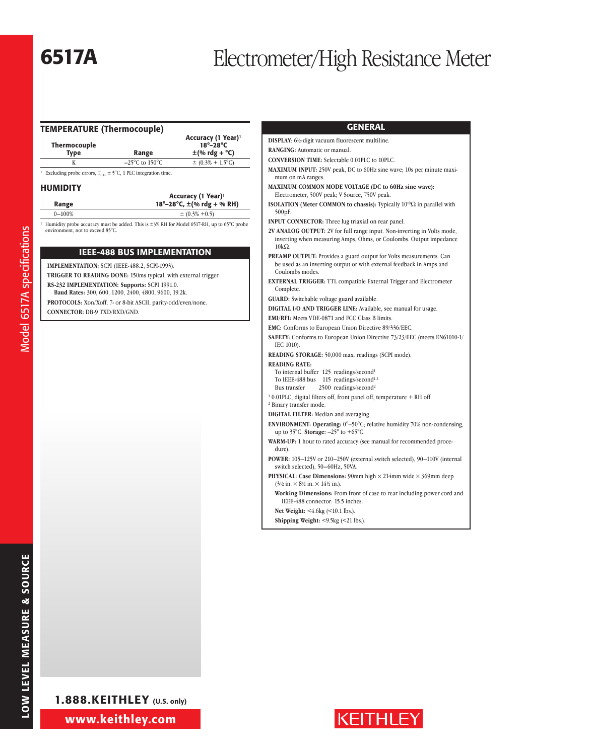# 6517A Electrometer/High Resistance Meter

## TEMPERATURE (Thermocouple)

| Thermocouple Type | Range | Accuracy (1 Year)[1] 18°–28°C ±(% rdg + °C) |
|---|---|---|
| K | –25°C to 150°C | ± (0.3% + 1.5°C) |

[1] Excluding probe errors, $T_{CAL} \pm 5°C$, 1 PLC integration time.

## HUMIDITY

| Range | Accuracy (1 Year)[1] 18°–28°C, ±(% rdg + % RH) |
|---|---|
| 0–100% | ± (0.3% +0.5) |

[1] Humidity probe accuracy must be added. This is ±3% RH for Model 6517-RH, up to 65°C probe environment, not to exceed 85°C.

## IEEE-488 BUS IMPLEMENTATION

**IMPLEMENTATION:** SCPI (IEEE-488.2, SCPI-1993).

**TRIGGER TO READING DONE:** 150ms typical, with external trigger.

**RS-232 IMPLEMENTATION: Supports:** SCPI 1991.0.
**Baud Rates:** 300, 600, 1200, 2400, 4800, 9600, 19.2k.

**PROTOCOLS:** Xon/Xoff, 7- or 8-bit ASCII, parity-odd/even/none.

**CONNECTOR:** DB-9 TXD/RXD/GND.

## GENERAL

**DISPLAY:** 6½-digit vacuum fluorescent multiline.

**RANGING:** Automatic or manual.

**CONVERSION TIME:** Selectable 0.01PLC to 10PLC.

**MAXIMUM INPUT:** 250V peak, DC to 60Hz sine wave; 10s per minute maximum on mA ranges.

**MAXIMUM COMMON MODE VOLTAGE (DC to 60Hz sine wave):** Electrometer, 500V peak; V Source, 750V peak.

**ISOLATION (Meter COMMON to chassis):** Typically $10^{10}\Omega$ in parallel with 500pF.

**INPUT CONNECTOR:** Three lug triaxial on rear panel.

**2V ANALOG OUTPUT:** 2V for full range input. Non-inverting in Volts mode, inverting when measuring Amps, Ohms, or Coulombs. Output impedance 10kΩ.

**PREAMP OUTPUT:** Provides a guard output for Volts measurements. Can be used as an inverting output or with external feedback in Amps and Coulombs modes.

**EXTERNAL TRIGGER:** TTL compatible External Trigger and Electrometer Complete.

**GUARD:** Switchable voltage guard available.

**DIGITAL I/O AND TRIGGER LINE:** Available, see manual for usage.

**EMI/RFI:** Meets VDE-0871 and FCC Class B limits.

**EMC:** Conforms to European Union Directive 89/336/EEC.

**SAFETY:** Conforms to European Union Directive 73/23/EEC (meets EN61010-1/IEC 1010).

**READING STORAGE:** 50,000 max. readings (SCPI mode).

**READING RATE:**
To internal buffer 125 readings/second[1]
To IEEE-488 bus 115 readings/second[1,2]
Bus transfer 2500 readings/second[2]

[1] 0.01PLC, digital filters off, front panel off, temperature + RH off.
[2] Binary transfer mode.

**DIGITAL FILTER:** Median and averaging.

**ENVIRONMENT: Operating:** 0°–50°C; relative humidity 70% non-condensing, up to 35°C. **Storage:** –25° to +65°C.

**WARM-UP:** 1 hour to rated accuracy (see manual for recommended procedure).

**POWER:** 105–125V or 210–250V (external switch selected), 90–110V (internal switch selected), 50–60Hz, 50VA.

**PHYSICAL: Case Dimensions:** 90mm high × 214mm wide × 369mm deep (3½ in. × 8½ in. × 14½ in.).

**Working Dimensions:** From front of case to rear including power cord and IEEE-488 connector: 15.5 inches.

**Net Weight:** <4.6kg (<10.1 lbs.).

**Shipping Weight:** <9.5kg (<21 lbs.).

1.888.KEITHLEY (U.S. only)

www.keithley.com